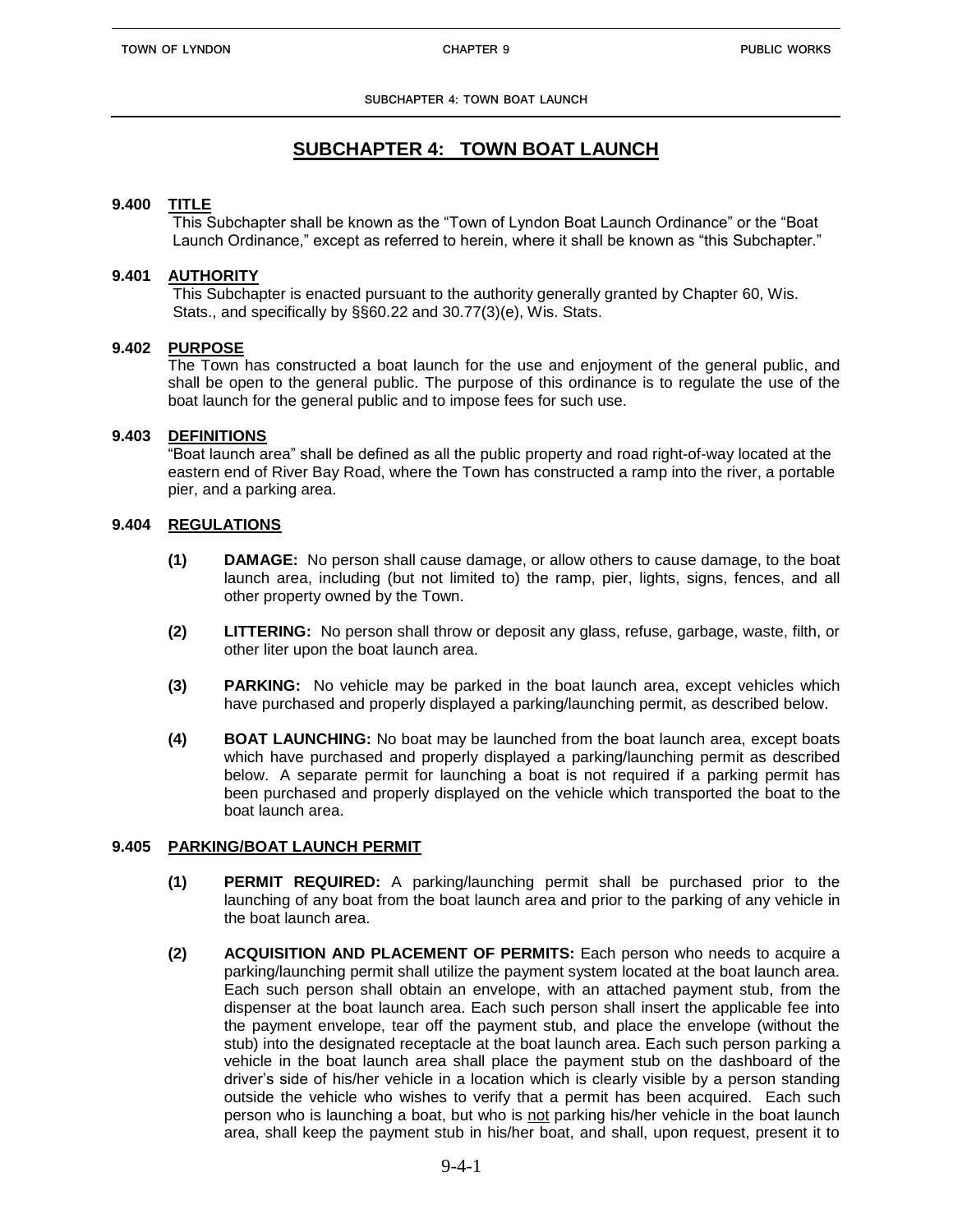# SUBCHAPTER 4: TOWN BOAT LAUNCH

## 9.400 TITLE

This Subchapter shall be known as the "Town of Lyndon Boat Launch Ordinance" or the "Boat Launch Ordinance," except as referred to herein, where it shall be known as "this Subchapter."

## 9.401 AUTHORITY

This Subchapter is enacted pursuant to the authority generally granted by Chapter 60, Wis. Stats., and specifically by §§60.22 and 30.77(3)(e), Wis. Stats.

## 9.402 PURPOSE

The Town has constructed a boat launch for the use and enjoyment of the general public, and shall be open to the general public. The purpose of this ordinance is to regulate the use of the boat launch for the general public and to impose fees for such use.

## 9.403 DEFINITIONS

"Boat launch area" shall be defined as all the public property and road right-of-way located at the eastern end of River Bay Road, where the Town has constructed a ramp into the river, a portable pier, and a parking area.

## 9.404 REGULATIONS

**(1) DAMAGE:** No person shall cause damage, or allow others to cause damage, to the boat launch area, including (but not limited to) the ramp, pier, lights, signs, fences, and all other property owned by the Town.

**(2) LITTERING:** No person shall throw or deposit any glass, refuse, garbage, waste, filth, or other liter upon the boat launch area.

**(3) PARKING:** No vehicle may be parked in the boat launch area, except vehicles which have purchased and properly displayed a parking/launching permit, as described below.

**(4) BOAT LAUNCHING:** No boat may be launched from the boat launch area, except boats which have purchased and properly displayed a parking/launching permit as described below. A separate permit for launching a boat is not required if a parking permit has been purchased and properly displayed on the vehicle which transported the boat to the boat launch area.

## 9.405 PARKING/BOAT LAUNCH PERMIT

**(1) PERMIT REQUIRED:** A parking/launching permit shall be purchased prior to the launching of any boat from the boat launch area and prior to the parking of any vehicle in the boat launch area.

**(2) ACQUISITION AND PLACEMENT OF PERMITS:** Each person who needs to acquire a parking/launching permit shall utilize the payment system located at the boat launch area. Each such person shall obtain an envelope, with an attached payment stub, from the dispenser at the boat launch area. Each such person shall insert the applicable fee into the payment envelope, tear off the payment stub, and place the envelope (without the stub) into the designated receptacle at the boat launch area. Each such person parking a vehicle in the boat launch area shall place the payment stub on the dashboard of the driver's side of his/her vehicle in a location which is clearly visible by a person standing outside the vehicle who wishes to verify that a permit has been acquired. Each such person who is launching a boat, but who is not parking his/her vehicle in the boat launch area, shall keep the payment stub in his/her boat, and shall, upon request, present it to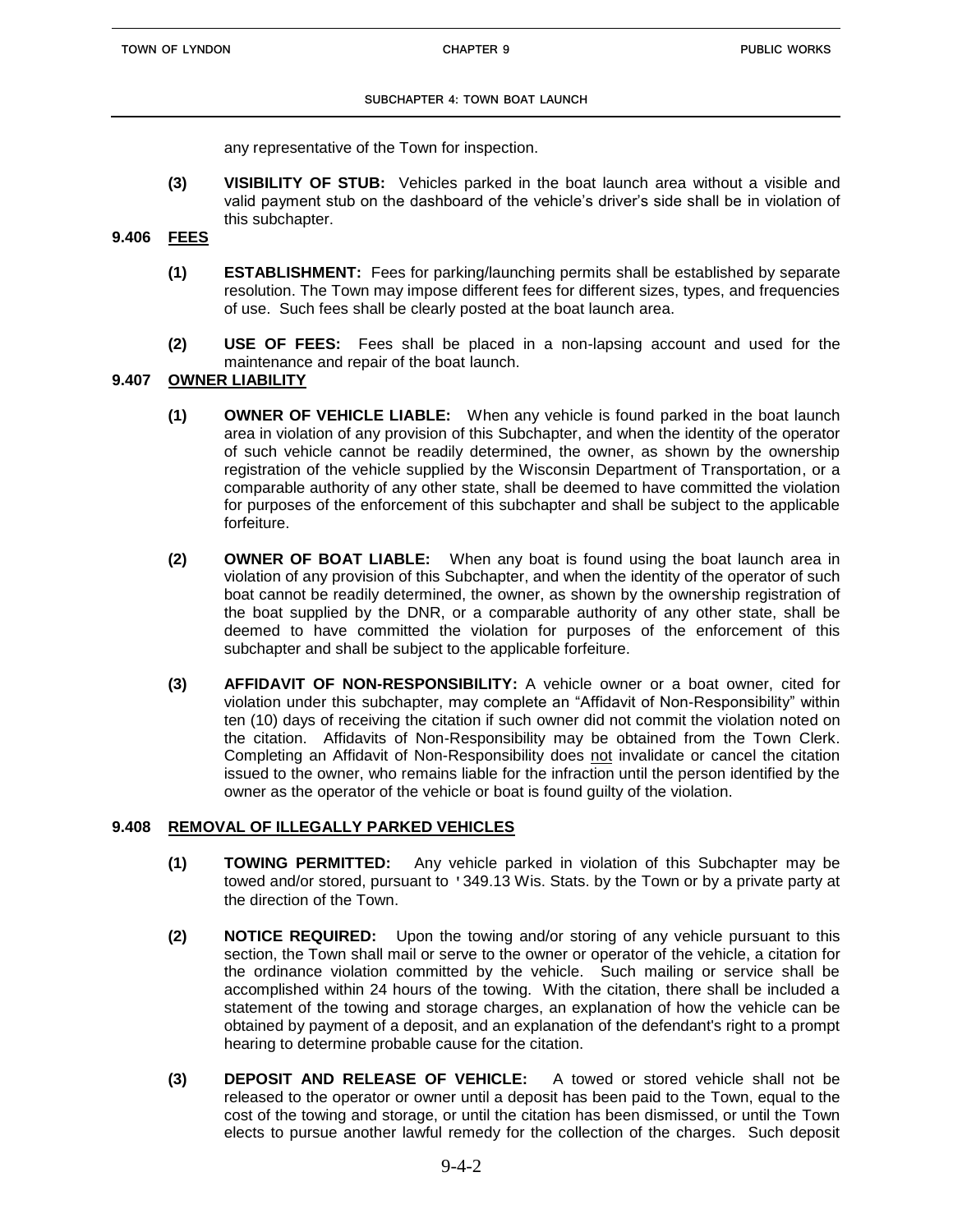any representative of the Town for inspection.

**(3) VISIBILITY OF STUB:** Vehicles parked in the boat launch area without a visible and valid payment stub on the dashboard of the vehicle's driver's side shall be in violation of this subchapter.

## 9.406 FEES

**(1) ESTABLISHMENT:** Fees for parking/launching permits shall be established by separate resolution. The Town may impose different fees for different sizes, types, and frequencies of use. Such fees shall be clearly posted at the boat launch area.

**(2) USE OF FEES:** Fees shall be placed in a non-lapsing account and used for the maintenance and repair of the boat launch.

## 9.407 OWNER LIABILITY

**(1) OWNER OF VEHICLE LIABLE:** When any vehicle is found parked in the boat launch area in violation of any provision of this Subchapter, and when the identity of the operator of such vehicle cannot be readily determined, the owner, as shown by the ownership registration of the vehicle supplied by the Wisconsin Department of Transportation, or a comparable authority of any other state, shall be deemed to have committed the violation for purposes of the enforcement of this subchapter and shall be subject to the applicable forfeiture.

**(2) OWNER OF BOAT LIABLE:** When any boat is found using the boat launch area in violation of any provision of this Subchapter, and when the identity of the operator of such boat cannot be readily determined, the owner, as shown by the ownership registration of the boat supplied by the DNR, or a comparable authority of any other state, shall be deemed to have committed the violation for purposes of the enforcement of this subchapter and shall be subject to the applicable forfeiture.

**(3) AFFIDAVIT OF NON-RESPONSIBILITY:** A vehicle owner or a boat owner, cited for violation under this subchapter, may complete an "Affidavit of Non-Responsibility" within ten (10) days of receiving the citation if such owner did not commit the violation noted on the citation. Affidavits of Non-Responsibility may be obtained from the Town Clerk. Completing an Affidavit of Non-Responsibility does not invalidate or cancel the citation issued to the owner, who remains liable for the infraction until the person identified by the owner as the operator of the vehicle or boat is found guilty of the violation.

## 9.408 REMOVAL OF ILLEGALLY PARKED VEHICLES

**(1) TOWING PERMITTED:** Any vehicle parked in violation of this Subchapter may be towed and/or stored, pursuant to '349.13 Wis. Stats. by the Town or by a private party at the direction of the Town.

**(2) NOTICE REQUIRED:** Upon the towing and/or storing of any vehicle pursuant to this section, the Town shall mail or serve to the owner or operator of the vehicle, a citation for the ordinance violation committed by the vehicle. Such mailing or service shall be accomplished within 24 hours of the towing. With the citation, there shall be included a statement of the towing and storage charges, an explanation of how the vehicle can be obtained by payment of a deposit, and an explanation of the defendant's right to a prompt hearing to determine probable cause for the citation.

**(3) DEPOSIT AND RELEASE OF VEHICLE:** A towed or stored vehicle shall not be released to the operator or owner until a deposit has been paid to the Town, equal to the cost of the towing and storage, or until the citation has been dismissed, or until the Town elects to pursue another lawful remedy for the collection of the charges. Such deposit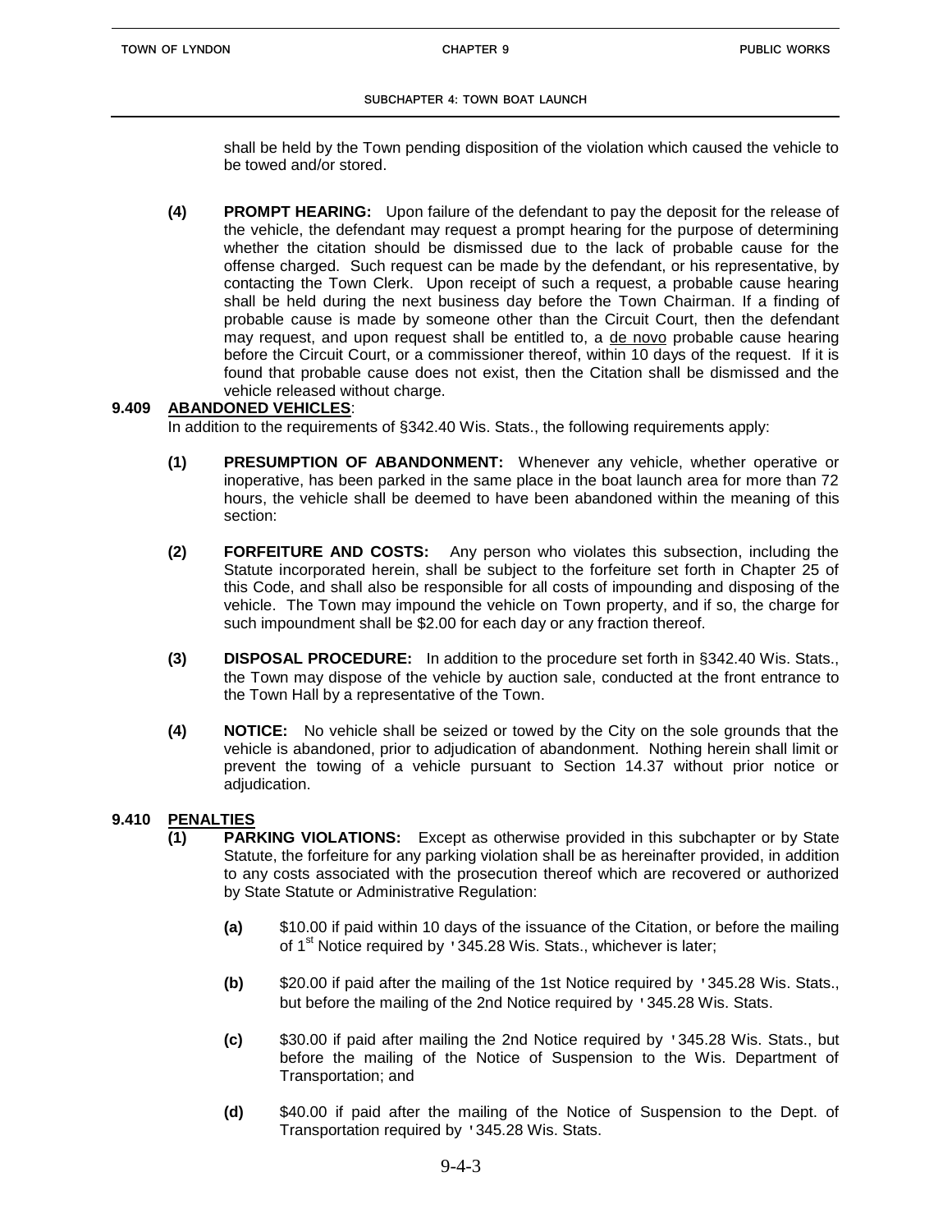shall be held by the Town pending disposition of the violation which caused the vehicle to be towed and/or stored.

**(4) PROMPT HEARING:** Upon failure of the defendant to pay the deposit for the release of the vehicle, the defendant may request a prompt hearing for the purpose of determining whether the citation should be dismissed due to the lack of probable cause for the offense charged. Such request can be made by the defendant, or his representative, by contacting the Town Clerk. Upon receipt of such a request, a probable cause hearing shall be held during the next business day before the Town Chairman. If a finding of probable cause is made by someone other than the Circuit Court, then the defendant may request, and upon request shall be entitled to, a de novo probable cause hearing before the Circuit Court, or a commissioner thereof, within 10 days of the request. If it is found that probable cause does not exist, then the Citation shall be dismissed and the vehicle released without charge.

**9.409 ABANDONED VEHICLES**:

In addition to the requirements of §342.40 Wis. Stats., the following requirements apply:

**(1) PRESUMPTION OF ABANDONMENT:** Whenever any vehicle, whether operative or inoperative, has been parked in the same place in the boat launch area for more than 72 hours, the vehicle shall be deemed to have been abandoned within the meaning of this section:

**(2) FORFEITURE AND COSTS:** Any person who violates this subsection, including the Statute incorporated herein, shall be subject to the forfeiture set forth in Chapter 25 of this Code, and shall also be responsible for all costs of impounding and disposing of the vehicle. The Town may impound the vehicle on Town property, and if so, the charge for such impoundment shall be $2.00 for each day or any fraction thereof.

**(3) DISPOSAL PROCEDURE:** In addition to the procedure set forth in §342.40 Wis. Stats., the Town may dispose of the vehicle by auction sale, conducted at the front entrance to the Town Hall by a representative of the Town.

**(4) NOTICE:** No vehicle shall be seized or towed by the City on the sole grounds that the vehicle is abandoned, prior to adjudication of abandonment. Nothing herein shall limit or prevent the towing of a vehicle pursuant to Section 14.37 without prior notice or adjudication.

**9.410 PENALTIES**

**(1) PARKING VIOLATIONS:** Except as otherwise provided in this subchapter or by State Statute, the forfeiture for any parking violation shall be as hereinafter provided, in addition to any costs associated with the prosecution thereof which are recovered or authorized by State Statute or Administrative Regulation:

**(a)** $10.00 if paid within 10 days of the issuance of the Citation, or before the mailing of 1st Notice required by '345.28 Wis. Stats., whichever is later;

**(b)** $20.00 if paid after the mailing of the 1st Notice required by '345.28 Wis. Stats., but before the mailing of the 2nd Notice required by '345.28 Wis. Stats.

**(c)** $30.00 if paid after mailing the 2nd Notice required by '345.28 Wis. Stats., but before the mailing of the Notice of Suspension to the Wis. Department of Transportation; and

**(d)** $40.00 if paid after the mailing of the Notice of Suspension to the Dept. of Transportation required by '345.28 Wis. Stats.